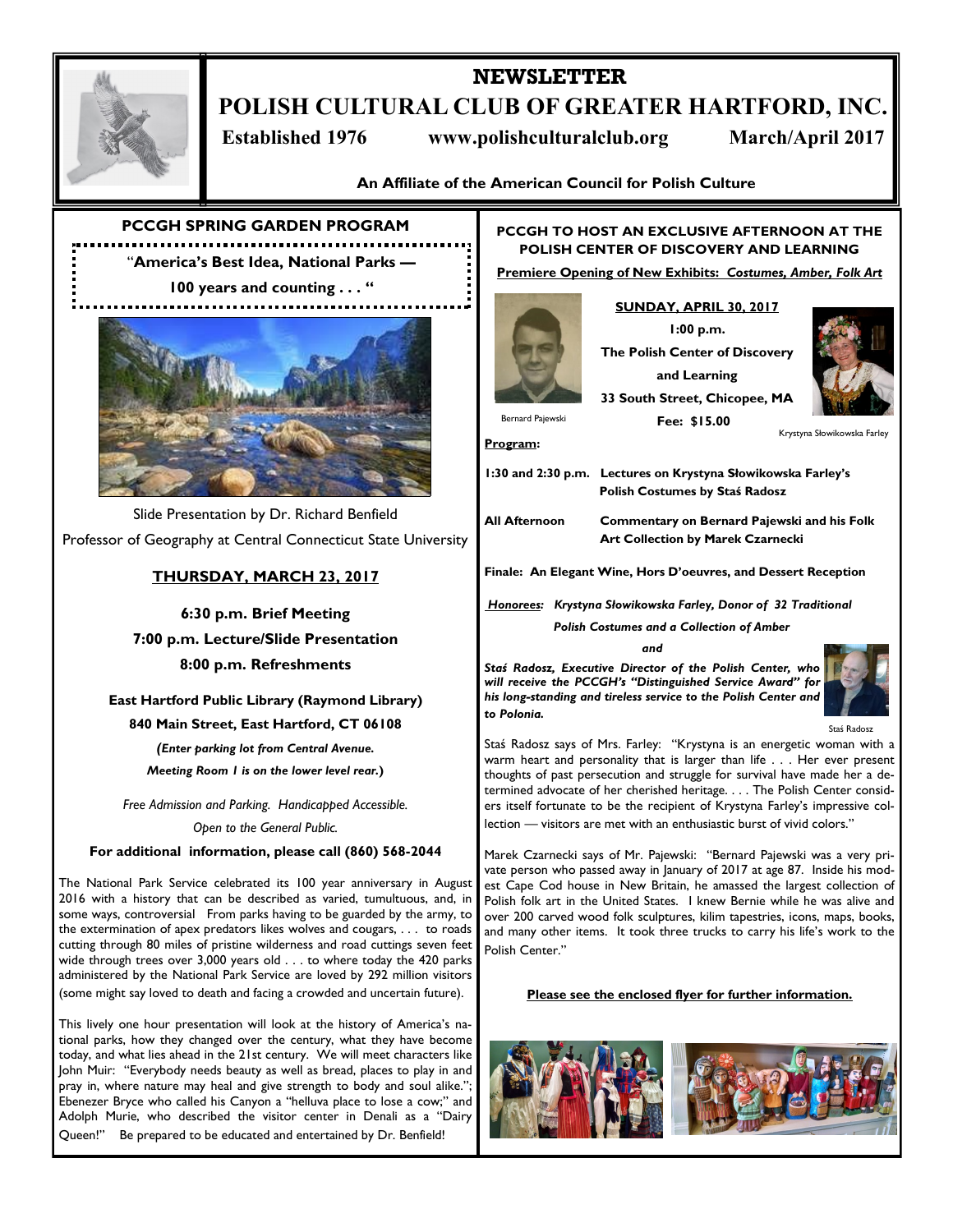# NEWSLETTER

# POLISH CULTURAL CLUB OF GREATER HARTFORD, INC.

**Established 1976** **www.polishculturalclub.org** **March/April 2017**

**An Affiliate of the American Council for Polish Culture**

## PCCGH SPRING GARDEN PROGRAM

**"America's Best Idea, National Parks — 100 years and counting . . . "**

Slide Presentation by Dr. Richard Benfield
Professor of Geography at Central Connecticut State University

**THURSDAY, MARCH 23, 2017**

**6:30 p.m. Brief Meeting**
**7:00 p.m. Lecture/Slide Presentation**
**8:00 p.m. Refreshments**

**East Hartford Public Library (Raymond Library)**
**840 Main Street, East Hartford, CT 06108**

***(Enter parking lot from Central Avenue. Meeting Room 1 is on the lower level rear.)***

*Free Admission and Parking. Handicapped Accessible. Open to the General Public.*

**For additional information, please call (860) 568-2044**

The National Park Service celebrated its 100 year anniversary in August 2016 with a history that can be described as varied, tumultuous, and, in some ways, controversial From parks having to be guarded by the army, to the extermination of apex predators likes wolves and cougars, . . . to roads cutting through 80 miles of pristine wilderness and road cuttings seven feet wide through trees over 3,000 years old . . . to where today the 420 parks administered by the National Park Service are loved by 292 million visitors (some might say loved to death and facing a crowded and uncertain future).

This lively one hour presentation will look at the history of America's national parks, how they changed over the century, what they have become today, and what lies ahead in the 21st century. We will meet characters like John Muir: "Everybody needs beauty as well as bread, places to play in and pray in, where nature may heal and give strength to body and soul alike."; Ebenezer Bryce who called his Canyon a "helluva place to lose a cow;" and Adolph Murie, who described the visitor center in Denali as a "Dairy Queen!" Be prepared to be educated and entertained by Dr. Benfield!

## PCCGH TO HOST AN EXCLUSIVE AFTERNOON AT THE POLISH CENTER OF DISCOVERY AND LEARNING

**Premiere Opening of New Exhibits: *Costumes, Amber, Folk Art***

**SUNDAY, APRIL 30, 2017**
**1:00 p.m.**
**The Polish Center of Discovery and Learning**
**33 South Street, Chicopee, MA**
**Fee: $15.00**

Bernard Pajewski

Krystyna Słowikowska Farley

**Program:**

**1:30 and 2:30 p.m.** **Lectures on Krystyna Słowikowska Farley's Polish Costumes by Staś Radosz**

**All Afternoon** **Commentary on Bernard Pajewski and his Folk Art Collection by Marek Czarnecki**

**Finale: An Elegant Wine, Hors D'oeuvres, and Dessert Reception**

***Honorees:*** ***Krystyna Słowikowska Farley, Donor of 32 Traditional Polish Costumes and a Collection of Amber***

***and***

***Staś Radosz, Executive Director of the Polish Center, who will receive the PCCGH's "Distinguished Service Award" for his long-standing and tireless service to the Polish Center and to Polonia.***

Staś Radosz

Staś Radosz says of Mrs. Farley: "Krystyna is an energetic woman with a warm heart and personality that is larger than life . . . Her ever present thoughts of past persecution and struggle for survival have made her a determined advocate of her cherished heritage. . . . The Polish Center considers itself fortunate to be the recipient of Krystyna Farley's impressive collection — visitors are met with an enthusiastic burst of vivid colors."

Marek Czarnecki says of Mr. Pajewski: "Bernard Pajewski was a very private person who passed away in January of 2017 at age 87. Inside his modest Cape Cod house in New Britain, he amassed the largest collection of Polish folk art in the United States. I knew Bernie while he was alive and over 200 carved wood folk sculptures, kilim tapestries, icons, maps, books, and many other items. It took three trucks to carry his life's work to the Polish Center."

**Please see the enclosed flyer for further information.**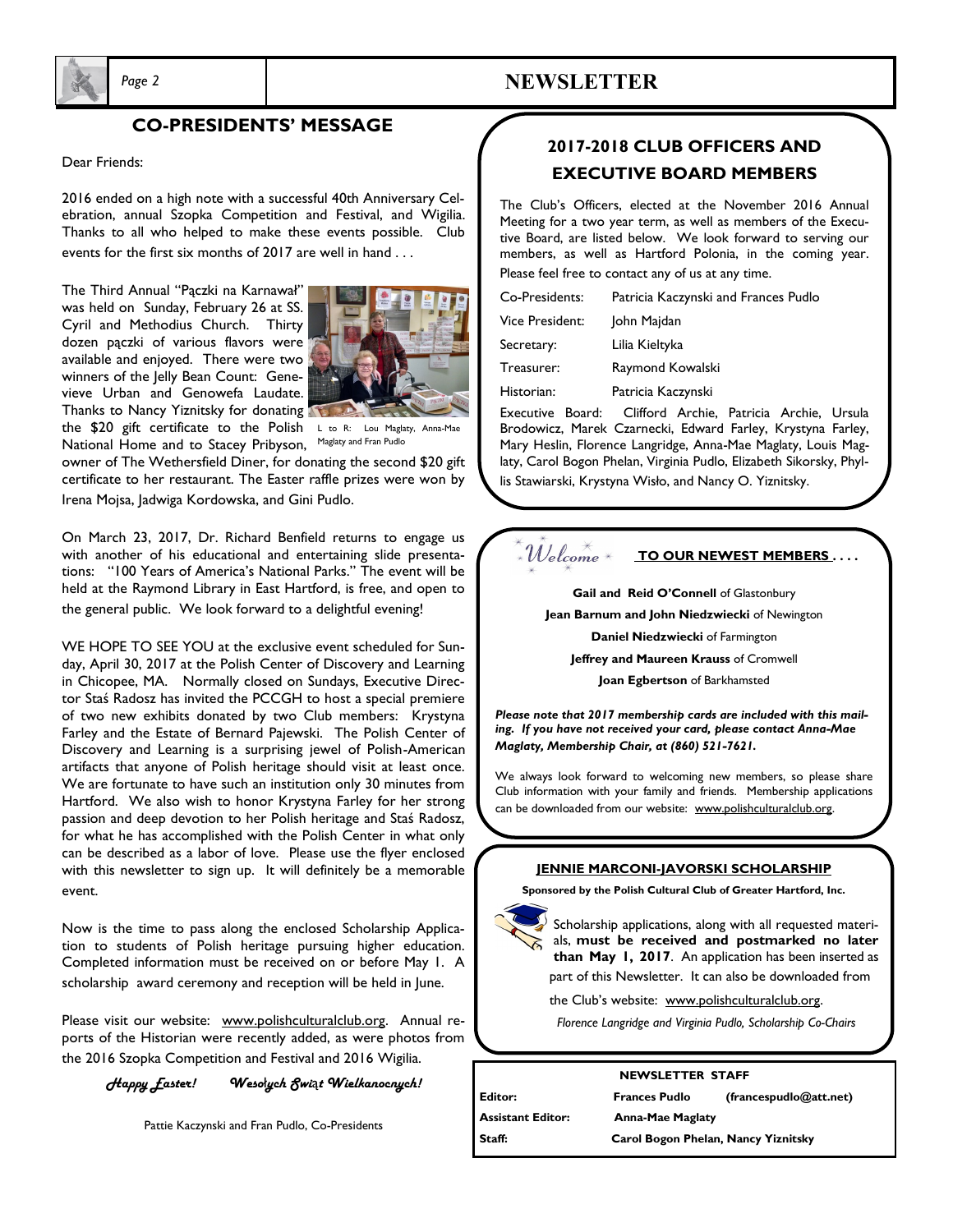## CO-PRESIDENTS' MESSAGE

Dear Friends:

2016 ended on a high note with a successful 40th Anniversary Celebration, annual Szopka Competition and Festival, and Wigilia. Thanks to all who helped to make these events possible. Club events for the first six months of 2017 are well in hand . . .

The Third Annual "Pączki na Karnawał" was held on Sunday, February 26 at SS. Cyril and Methodius Church. Thirty dozen pączki of various flavors were available and enjoyed. There were two winners of the Jelly Bean Count: Genevieve Urban and Genowefa Laudate. Thanks to Nancy Yiznitsky for donating the $20 gift certificate to the Polish National Home and to Stacey Pribyson, owner of The Wethersfield Diner, for donating the second $20 gift certificate to her restaurant. The Easter raffle prizes were won by Irena Mojsa, Jadwiga Kordowska, and Gini Pudlo.

L to R: Lou Maglaty, Anna-Mae Maglaty and Fran Pudlo

On March 23, 2017, Dr. Richard Benfield returns to engage us with another of his educational and entertaining slide presentations: "100 Years of America's National Parks." The event will be held at the Raymond Library in East Hartford, is free, and open to the general public. We look forward to a delightful evening!

WE HOPE TO SEE YOU at the exclusive event scheduled for Sunday, April 30, 2017 at the Polish Center of Discovery and Learning in Chicopee, MA. Normally closed on Sundays, Executive Director Staś Radosz has invited the PCCGH to host a special premiere of two new exhibits donated by two Club members: Krystyna Farley and the Estate of Bernard Pajewski. The Polish Center of Discovery and Learning is a surprising jewel of Polish-American artifacts that anyone of Polish heritage should visit at least once. We are fortunate to have such an institution only 30 minutes from Hartford. We also wish to honor Krystyna Farley for her strong passion and deep devotion to her Polish heritage and Staś Radosz, for what he has accomplished with the Polish Center in what only can be described as a labor of love. Please use the flyer enclosed with this newsletter to sign up. It will definitely be a memorable event.

Now is the time to pass along the enclosed Scholarship Application to students of Polish heritage pursuing higher education. Completed information must be received on or before May 1. A scholarship award ceremony and reception will be held in June.

Please visit our website: www.polishculturalclub.org. Annual reports of the Historian were recently added, as were photos from the 2016 Szopka Competition and Festival and 2016 Wigilia.

*Happy Easter!     Wesołych Świąt Wielkanocnych!*

Pattie Kaczynski and Fran Pudlo, Co-Presidents

## 2017-2018 CLUB OFFICERS AND EXECUTIVE BOARD MEMBERS

The Club's Officers, elected at the November 2016 Annual Meeting for a two year term, as well as members of the Executive Board, are listed below. We look forward to serving our members, as well as Hartford Polonia, in the coming year. Please feel free to contact any of us at any time.

| | |
|---|---|
| Co-Presidents: | Patricia Kaczynski and Frances Pudlo |
| Vice President: | John Majdan |
| Secretary: | Lilia Kieltyka |
| Treasurer: | Raymond Kowalski |
| Historian: | Patricia Kaczynski |

Executive Board: Clifford Archie, Patricia Archie, Ursula Brodowicz, Marek Czarnecki, Edward Farley, Krystyna Farley, Mary Heslin, Florence Langridge, Anna-Mae Maglaty, Louis Maglaty, Carol Bogon Phelan, Virginia Pudlo, Elizabeth Sikorsky, Phyllis Stawiarski, Krystyna Wisło, and Nancy O. Yiznitsky.

## *Welcome* TO OUR NEWEST MEMBERS . . . .

**Gail and Reid O'Connell** of Glastonbury

**Jean Barnum and John Niedzwiecki** of Newington

**Daniel Niedzwiecki** of Farmington

**Jeffrey and Maureen Krauss** of Cromwell

**Joan Egbertson** of Barkhamsted

***Please note that 2017 membership cards are included with this mailing. If you have not received your card, please contact Anna-Mae Maglaty, Membership Chair, at (860) 521-7621.***

We always look forward to welcoming new members, so please share Club information with your family and friends. Membership applications can be downloaded from our website: www.polishculturalclub.org.

## JENNIE MARCONI-JAVORSKI SCHOLARSHIP

**Sponsored by the Polish Cultural Club of Greater Hartford, Inc.**

Scholarship applications, along with all requested materials, **must be received and postmarked no later than May 1, 2017**. An application has been inserted as part of this Newsletter. It can also be downloaded from the Club's website: www.polishculturalclub.org.

*Florence Langridge and Virginia Pudlo, Scholarship Co-Chairs*

### NEWSLETTER STAFF

| | |
|---|---|
| **Editor:** | **Frances Pudlo (francespudlo@att.net)** |
| **Assistant Editor:** | **Anna-Mae Maglaty** |
| **Staff:** | **Carol Bogon Phelan, Nancy Yiznitsky** |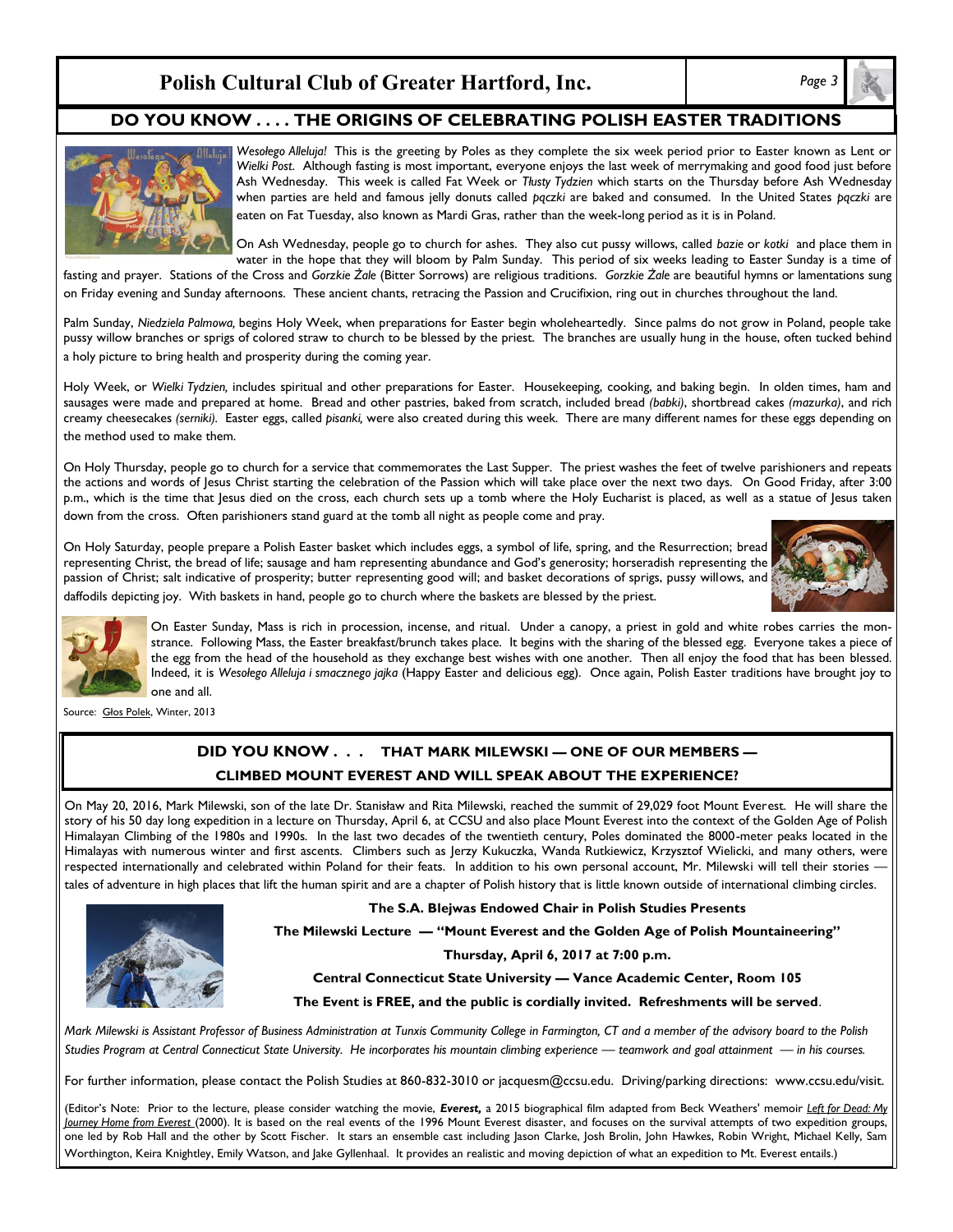## DO YOU KNOW . . . . THE ORIGINS OF CELEBRATING POLISH EASTER TRADITIONS

*Wesołego Alleluja!* This is the greeting by Poles as they complete the six week period prior to Easter known as Lent or *Wielki Post*. Although fasting is most important, everyone enjoys the last week of merrymaking and good food just before Ash Wednesday. This week is called Fat Week or *Tłusty Tydzien* which starts on the Thursday before Ash Wednesday when parties are held and famous jelly donuts called *pączki* are baked and consumed. In the United States *pączki* are eaten on Fat Tuesday, also known as Mardi Gras, rather than the week-long period as it is in Poland.

On Ash Wednesday, people go to church for ashes. They also cut pussy willows, called *bazie* or *kotki* and place them in water in the hope that they will bloom by Palm Sunday. This period of six weeks leading to Easter Sunday is a time of fasting and prayer. Stations of the Cross and *Gorzkie Żale* (Bitter Sorrows) are religious traditions. *Gorzkie Żale* are beautiful hymns or lamentations sung on Friday evening and Sunday afternoons. These ancient chants, retracing the Passion and Crucifixion, ring out in churches throughout the land.

Palm Sunday, *Niedziela Palmowa,* begins Holy Week, when preparations for Easter begin wholeheartedly. Since palms do not grow in Poland, people take pussy willow branches or sprigs of colored straw to church to be blessed by the priest. The branches are usually hung in the house, often tucked behind a holy picture to bring health and prosperity during the coming year.

Holy Week, or *Wielki Tydzien,* includes spiritual and other preparations for Easter. Housekeeping, cooking, and baking begin. In olden times, ham and sausages were made and prepared at home. Bread and other pastries, baked from scratch, included bread *(babki)*, shortbread cakes *(mazurka)*, and rich creamy cheesecakes *(serniki)*. Easter eggs, called *pisanki,* were also created during this week. There are many different names for these eggs depending on the method used to make them.

On Holy Thursday, people go to church for a service that commemorates the Last Supper. The priest washes the feet of twelve parishioners and repeats the actions and words of Jesus Christ starting the celebration of the Passion which will take place over the next two days. On Good Friday, after 3:00 p.m., which is the time that Jesus died on the cross, each church sets up a tomb where the Holy Eucharist is placed, as well as a statue of Jesus taken down from the cross. Often parishioners stand guard at the tomb all night as people come and pray.

On Holy Saturday, people prepare a Polish Easter basket which includes eggs, a symbol of life, spring, and the Resurrection; bread representing Christ, the bread of life; sausage and ham representing abundance and God's generosity; horseradish representing the passion of Christ; salt indicative of prosperity; butter representing good will; and basket decorations of sprigs, pussy willows, and daffodils depicting joy. With baskets in hand, people go to church where the baskets are blessed by the priest.

On Easter Sunday, Mass is rich in procession, incense, and ritual. Under a canopy, a priest in gold and white robes carries the monstrance. Following Mass, the Easter breakfast/brunch takes place. It begins with the sharing of the blessed egg. Everyone takes a piece of the egg from the head of the household as they exchange best wishes with one another. Then all enjoy the food that has been blessed. Indeed, it is *Wesołego Alleluja i smacznego jajka* (Happy Easter and delicious egg). Once again, Polish Easter traditions have brought joy to one and all.

Source: Głos Polek, Winter, 2013

## DID YOU KNOW . . . THAT MARK MILEWSKI — ONE OF OUR MEMBERS — CLIMBED MOUNT EVEREST AND WILL SPEAK ABOUT THE EXPERIENCE?

On May 20, 2016, Mark Milewski, son of the late Dr. Stanisław and Rita Milewski, reached the summit of 29,029 foot Mount Everest. He will share the story of his 50 day long expedition in a lecture on Thursday, April 6, at CCSU and also place Mount Everest into the context of the Golden Age of Polish Himalayan Climbing of the 1980s and 1990s. In the last two decades of the twentieth century, Poles dominated the 8000-meter peaks located in the Himalayas with numerous winter and first ascents. Climbers such as Jerzy Kukuczka, Wanda Rutkiewicz, Krzysztof Wielicki, and many others, were respected internationally and celebrated within Poland for their feats. In addition to his own personal account, Mr. Milewski will tell their stories — tales of adventure in high places that lift the human spirit and are a chapter of Polish history that is little known outside of international climbing circles.

**The S.A. Blejwas Endowed Chair in Polish Studies Presents**

**The Milewski Lecture — "Mount Everest and the Golden Age of Polish Mountaineering"**

**Thursday, April 6, 2017 at 7:00 p.m.**

**Central Connecticut State University — Vance Academic Center, Room 105**

**The Event is FREE, and the public is cordially invited. Refreshments will be served**.

*Mark Milewski is Assistant Professor of Business Administration at Tunxis Community College in Farmington, CT and a member of the advisory board to the Polish Studies Program at Central Connecticut State University. He incorporates his mountain climbing experience — teamwork and goal attainment — in his courses.*

For further information, please contact the Polish Studies at 860-832-3010 or jacquesm@ccsu.edu. Driving/parking directions: www.ccsu.edu/visit.

(Editor's Note: Prior to the lecture, please consider watching the movie, ***Everest,*** a 2015 biographical film adapted from Beck Weathers' memoir *Left for Dead: My Journey Home from Everest* (2000). It is based on the real events of the 1996 Mount Everest disaster, and focuses on the survival attempts of two expedition groups, one led by Rob Hall and the other by Scott Fischer. It stars an ensemble cast including Jason Clarke, Josh Brolin, John Hawkes, Robin Wright, Michael Kelly, Sam Worthington, Keira Knightley, Emily Watson, and Jake Gyllenhaal. It provides an realistic and moving depiction of what an expedition to Mt. Everest entails.)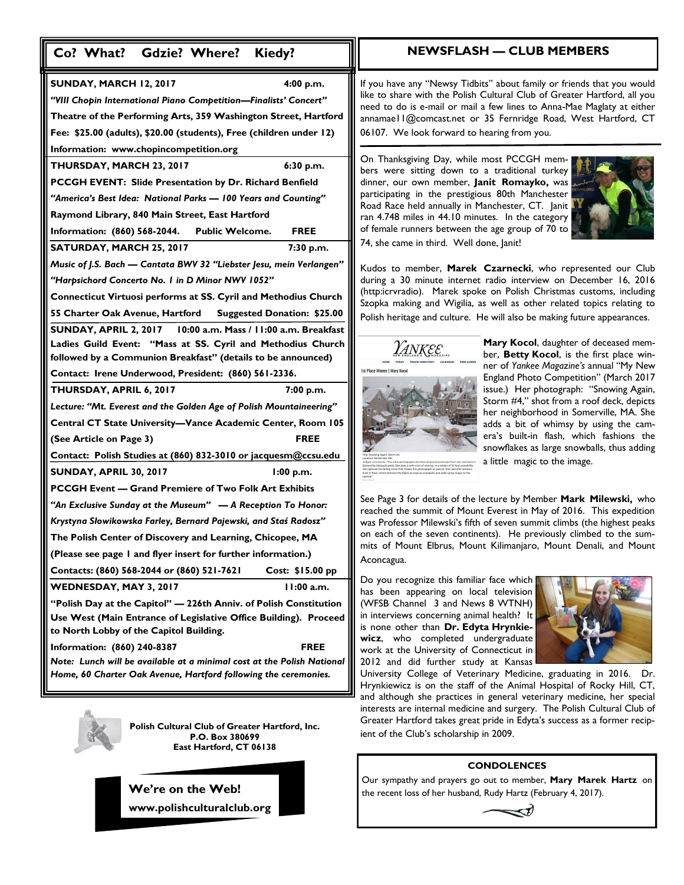## Co? What? Gdzie? Where? Kiedy?

**SUNDAY, MARCH 12, 2017** **4:00 p.m.**

*"VIII Chopin International Piano Competition—Finalists' Concert"*

**Theatre of the Performing Arts, 359 Washington Street, Hartford**

**Fee: $25.00 (adults), $20.00 (students), Free (children under 12)**

**Information: www.chopincompetition.org**

**THURSDAY, MARCH 23, 2017** **6:30 p.m.**

**PCCGH EVENT: Slide Presentation by Dr. Richard Benfield**

*"America's Best Idea: National Parks — 100 Years and Counting"*

**Raymond Library, 840 Main Street, East Hartford**

**Information: (860) 568-2044. Public Welcome. FREE**

**SATURDAY, MARCH 25, 2017** **7:30 p.m.**

*Music of J.S. Bach — Cantata BWV 32 "Liebster Jesu, mein Verlangen"*

*"Harpsichord Concerto No. 1 in D Minor NWV 1052"*

**Connecticut Virtuosi performs at SS. Cyril and Methodius Church**

**55 Charter Oak Avenue, Hartford Suggested Donation: $25.00**

**SUNDAY, APRIL 2, 2017 10:00 a.m. Mass / 11:00 a.m. Breakfast**

**Ladies Guild Event: "Mass at SS. Cyril and Methodius Church followed by a Communion Breakfast" (details to be announced)**

**Contact: Irene Underwood, President: (860) 561-2336.**

**THURSDAY, APRIL 6, 2017** **7:00 p.m.**

*Lecture: "Mt. Everest and the Golden Age of Polish Mountaineering"*

**Central CT State University—Vance Academic Center, Room 105**

**(See Article on Page 3) FREE**

**Contact: Polish Studies at (860) 832-3010 or jacquesm@ccsu.edu**

**SUNDAY, APRIL 30, 2017** **1:00 p.m.**

**PCCGH Event — Grand Premiere of Two Folk Art Exhibits**

*"An Exclusive Sunday at the Museum" — A Reception To Honor: Krystyna Słowikowska Farley, Bernard Pajewski, and Staś Radosz"*

**The Polish Center of Discovery and Learning, Chicopee, MA**

**(Please see page 1 and flyer insert for further information.)**

**Contacts: (860) 568-2044 or (860) 521-7621 Cost: $15.00 pp**

**WEDNESDAY, MAY 3, 2017** **11:00 a.m.**

**"Polish Day at the Capitol" — 226th Anniv. of Polish Constitution**

**Use West (Main Entrance of Legislative Office Building). Proceed to North Lobby of the Capitol Building.**

**Information: (860) 240-8387 FREE**

***Note: Lunch will be available at a minimal cost at the Polish National Home, 60 Charter Oak Avenue, Hartford following the ceremonies.***

**Polish Cultural Club of Greater Hartford, Inc.**
**P.O. Box 380699**
**East Hartford, CT 06138**

**We're on the Web!**
**www.polishculturalclub.org**

## NEWSFLASH — CLUB MEMBERS

If you have any "Newsy Tidbits" about family or friends that you would like to share with the Polish Cultural Club of Greater Hartford, all you need to do is e-mail or mail a few lines to Anna-Mae Maglaty at either annamae11@comcast.net or 35 Fernridge Road, West Hartford, CT 06107. We look forward to hearing from you.

On Thanksgiving Day, while most PCCGH members were sitting down to a traditional turkey dinner, our own member, **Janit Romayko,** was participating in the prestigious 80th Manchester Road Race held annually in Manchester, CT. Janit ran 4.748 miles in 44.10 minutes. In the category of female runners between the age group of 70 to 74, she came in third. Well done, Janit!

Kudos to member, **Marek Czarnecki**, who represented our Club during a 30 minute internet radio interview on December 16, 2016 (http:icrvradio). Marek spoke on Polish Christmas customs, including Szopka making and Wigilia, as well as other related topics relating to Polish heritage and culture. He will also be making future appearances.

**Mary Kocol**, daughter of deceased member, **Betty Kocol**, is the first place winner of *Yankee Magazine's* annual "My New England Photo Competition" (March 2017 issue.) Her photograph: "Snowing Again, Storm #4," shot from a roof deck, depicts her neighborhood in Somerville, MA. She adds a bit of whimsy by using the camera's built-in flash, which fashions the snowflakes as large snowballs, thus adding a little magic to the image.

See Page 3 for details of the lecture by Member **Mark Milewski,** who reached the summit of Mount Everest in May of 2016. This expedition was Professor Milewski's fifth of seven summit climbs (the highest peaks on each of the seven continents). He previously climbed to the summits of Mount Elbrus, Mount Kilimanjaro, Mount Denali, and Mount Aconcagua.

Do you recognize this familiar face which has been appearing on local television (WFSB Channel 3 and News 8 WTNH) in interviews concerning animal health? It is none other than **Dr. Edyta Hrynkiewicz**, who completed undergraduate work at the University of Connecticut in 2012 and did further study at Kansas University College of Veterinary Medicine, graduating in 2016. Dr. Hrynkiewicz is on the staff of the Animal Hospital of Rocky Hill, CT, and although she practices in general veterinary medicine, her special interests are internal medicine and surgery. The Polish Cultural Club of Greater Hartford takes great pride in Edyta's success as a former recipient of the Club's scholarship in 2009.

### CONDOLENCES

Our sympathy and prayers go out to member, **Mary Marek Hartz** on the recent loss of her husband, Rudy Hartz (February 4, 2017).